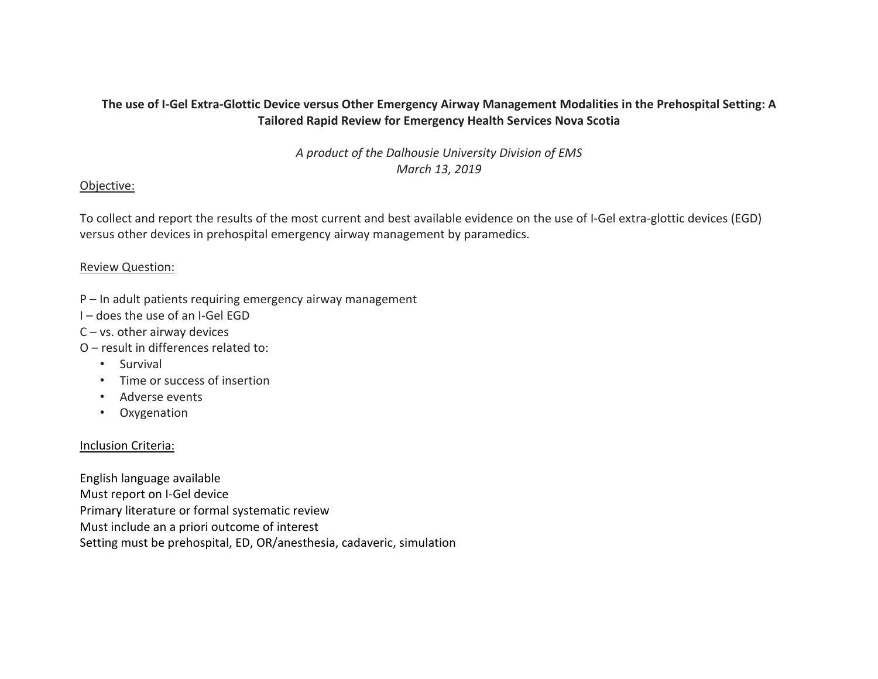# The use of I-Gel Extra-Glottic Device versus Other Emergency Airway Management Modalities in the Prehospital Setting: A Tailored Rapid Review for Emergency Health Services Nova Scotia

*A product of the Dalhousie University Division of EMS*
*March 13, 2019*

## Objective:

To collect and report the results of the most current and best available evidence on the use of I-Gel extra-glottic devices (EGD) versus other devices in prehospital emergency airway management by paramedics.

## Review Question:

P – In adult patients requiring emergency airway management
I – does the use of an I-Gel EGD
C – vs. other airway devices
O – result in differences related to:

- Survival
- Time or success of insertion
- Adverse events
- Oxygenation

## Inclusion Criteria:

English language available
Must report on I-Gel device
Primary literature or formal systematic review
Must include an a priori outcome of interest
Setting must be prehospital, ED, OR/anesthesia, cadaveric, simulation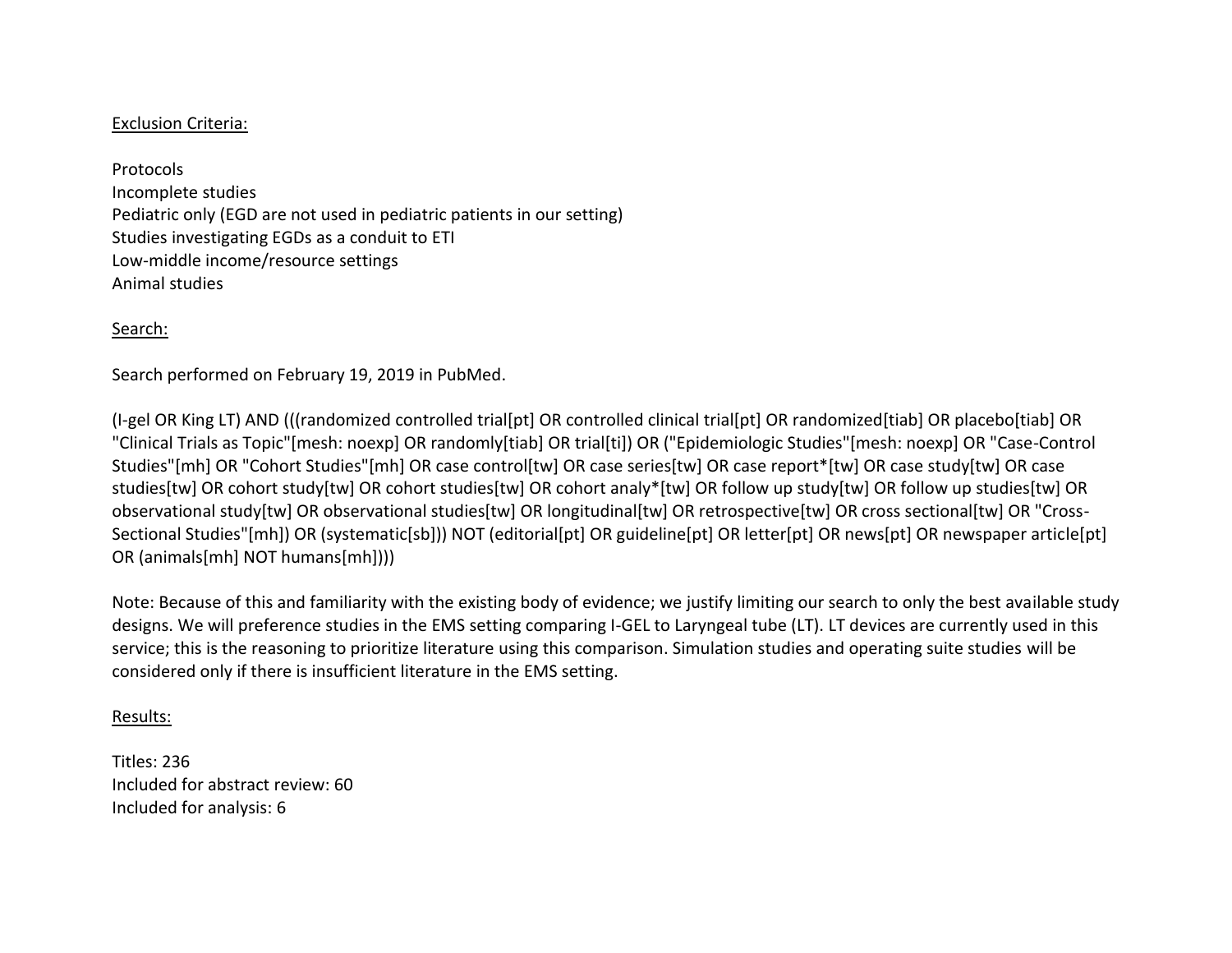Exclusion Criteria:

Protocols
Incomplete studies
Pediatric only (EGD are not used in pediatric patients in our setting)
Studies investigating EGDs as a conduit to ETI
Low-middle income/resource settings
Animal studies

Search:

Search performed on February 19, 2019 in PubMed.

(I-gel OR King LT) AND (((randomized controlled trial[pt] OR controlled clinical trial[pt] OR randomized[tiab] OR placebo[tiab] OR "Clinical Trials as Topic"[mesh: noexp] OR randomly[tiab] OR trial[ti]) OR ("Epidemiologic Studies"[mesh: noexp] OR "Case-Control Studies"[mh] OR "Cohort Studies"[mh] OR case control[tw] OR case series[tw] OR case report*[tw] OR case study[tw] OR case studies[tw] OR cohort study[tw] OR cohort studies[tw] OR cohort analy*[tw] OR follow up study[tw] OR follow up studies[tw] OR observational study[tw] OR observational studies[tw] OR longitudinal[tw] OR retrospective[tw] OR cross sectional[tw] OR "Cross-Sectional Studies"[mh]) OR (systematic[sb])) NOT (editorial[pt] OR guideline[pt] OR letter[pt] OR news[pt] OR newspaper article[pt] OR (animals[mh] NOT humans[mh])))

Note: Because of this and familiarity with the existing body of evidence; we justify limiting our search to only the best available study designs. We will preference studies in the EMS setting comparing I-GEL to Laryngeal tube (LT). LT devices are currently used in this service; this is the reasoning to prioritize literature using this comparison. Simulation studies and operating suite studies will be considered only if there is insufficient literature in the EMS setting.

Results:

Titles: 236
Included for abstract review: 60
Included for analysis: 6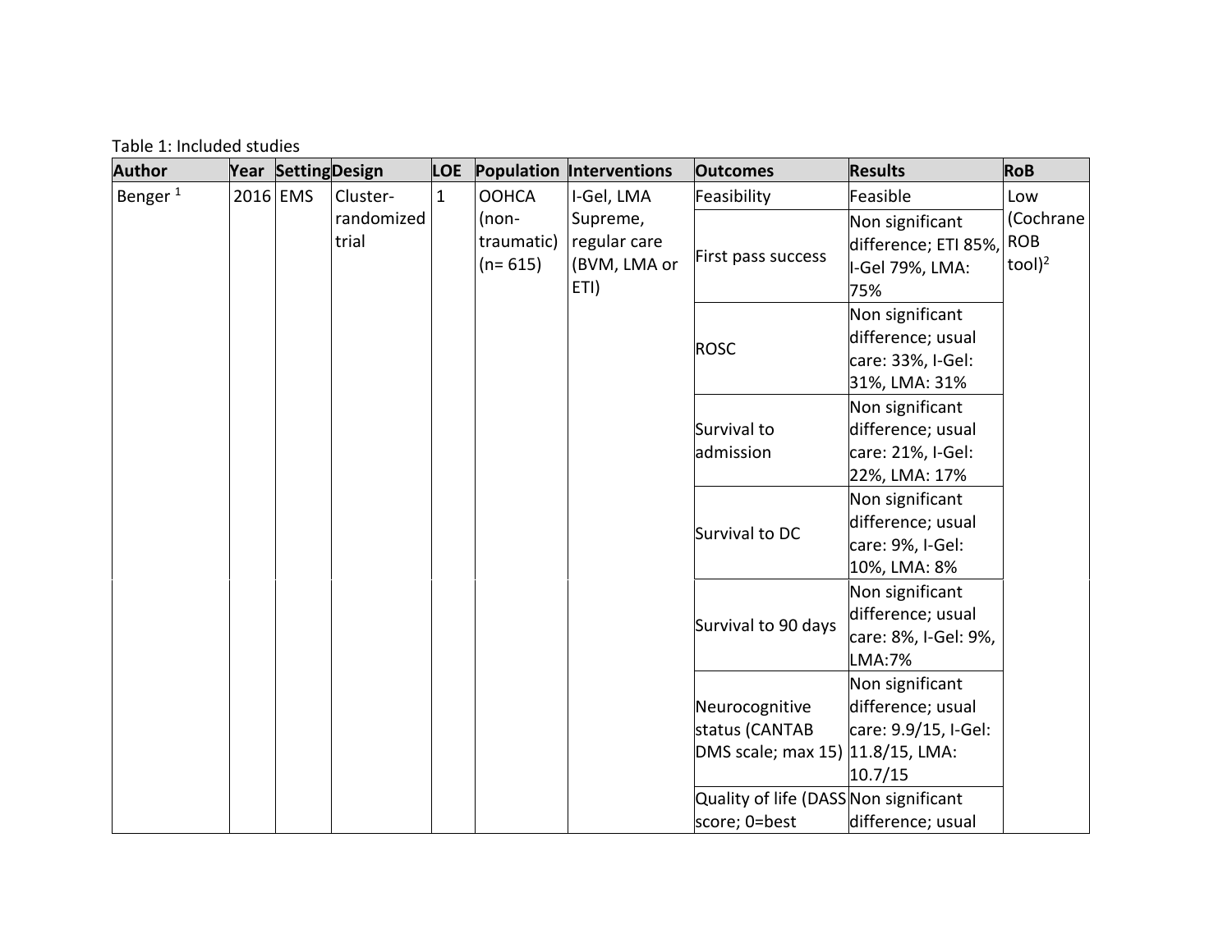Table 1: Included studies

| Author | Year | Setting | Design | LOE | Population | Interventions | Outcomes | Results | RoB |
|---|---|---|---|---|---|---|---|---|---|
| Benger [1] | 2016 | EMS | Cluster-randomized trial | 1 | OOHCA (non-traumatic) (n= 615) | I-Gel, LMA Supreme, regular care (BVM, LMA or ETI) | Feasibility | Feasible | Low (Cochrane ROB tool)[2] |
| | | | | | | | First pass success | Non significant difference; ETI 85%, I-Gel 79%, LMA: 75% | |
| | | | | | | | ROSC | Non significant difference; usual care: 33%, I-Gel: 31%, LMA: 31% | |
| | | | | | | | Survival to admission | Non significant difference; usual care: 21%, I-Gel: 22%, LMA: 17% | |
| | | | | | | | Survival to DC | Non significant difference; usual care: 9%, I-Gel: 10%, LMA: 8% | |
| | | | | | | | Survival to 90 days | Non significant difference; usual care: 8%, I-Gel: 9%, LMA:7% | |
| | | | | | | | Neurocognitive status (CANTAB DMS scale; max 15) | Non significant difference; usual care: 9.9/15, I-Gel: 11.8/15, LMA: 10.7/15 | |
| | | | | | | | Quality of life (DASS score; 0=best | Non significant difference; usual | |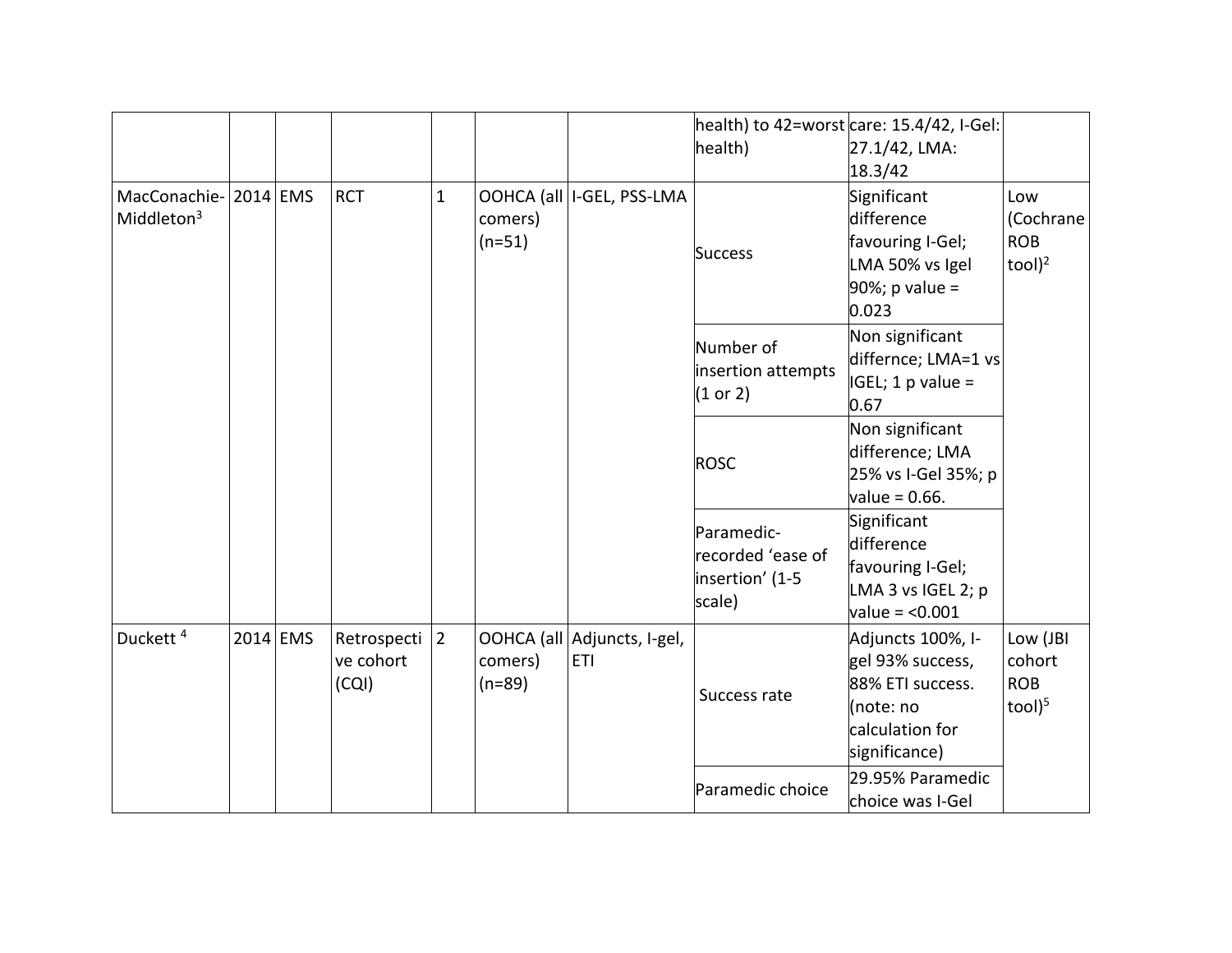| | | | | | | | | | |
|---|---|---|---|---|---|---|---|---|---|
| | | | | | | | health) to 42=worst health) | care: 15.4/42, I-Gel: 27.1/42, LMA: 18.3/42 | |
| MacConachie-Middleton[3] | 2014 | EMS | RCT | 1 | OOHCA (all comers) (n=51) | I-GEL, PSS-LMA | Success | Significant difference favouring I-Gel; LMA 50% vs Igel 90%; p value = 0.023 | Low (Cochrane ROB tool)[2] |
| | | | | | | | Number of insertion attempts (1 or 2) | Non significant differnce; LMA=1 vs IGEL; 1 p value = 0.67 | |
| | | | | | | | ROSC | Non significant difference; LMA 25% vs I-Gel 35%; p value = 0.66. | |
| | | | | | | | Paramedic-recorded 'ease of insertion' (1-5 scale) | Significant difference favouring I-Gel; LMA 3 vs IGEL 2; p value = <0.001 | |
| Duckett [4] | 2014 | EMS | Retrospective cohort (CQI) | 2 | OOHCA (all comers) (n=89) | Adjuncts, I-gel, ETI | Success rate | Adjuncts 100%, I-gel 93% success, 88% ETI success. (note: no calculation for significance) | Low (JBI cohort ROB tool)[5] |
| | | | | | | | Paramedic choice | 29.95% Paramedic choice was I-Gel | |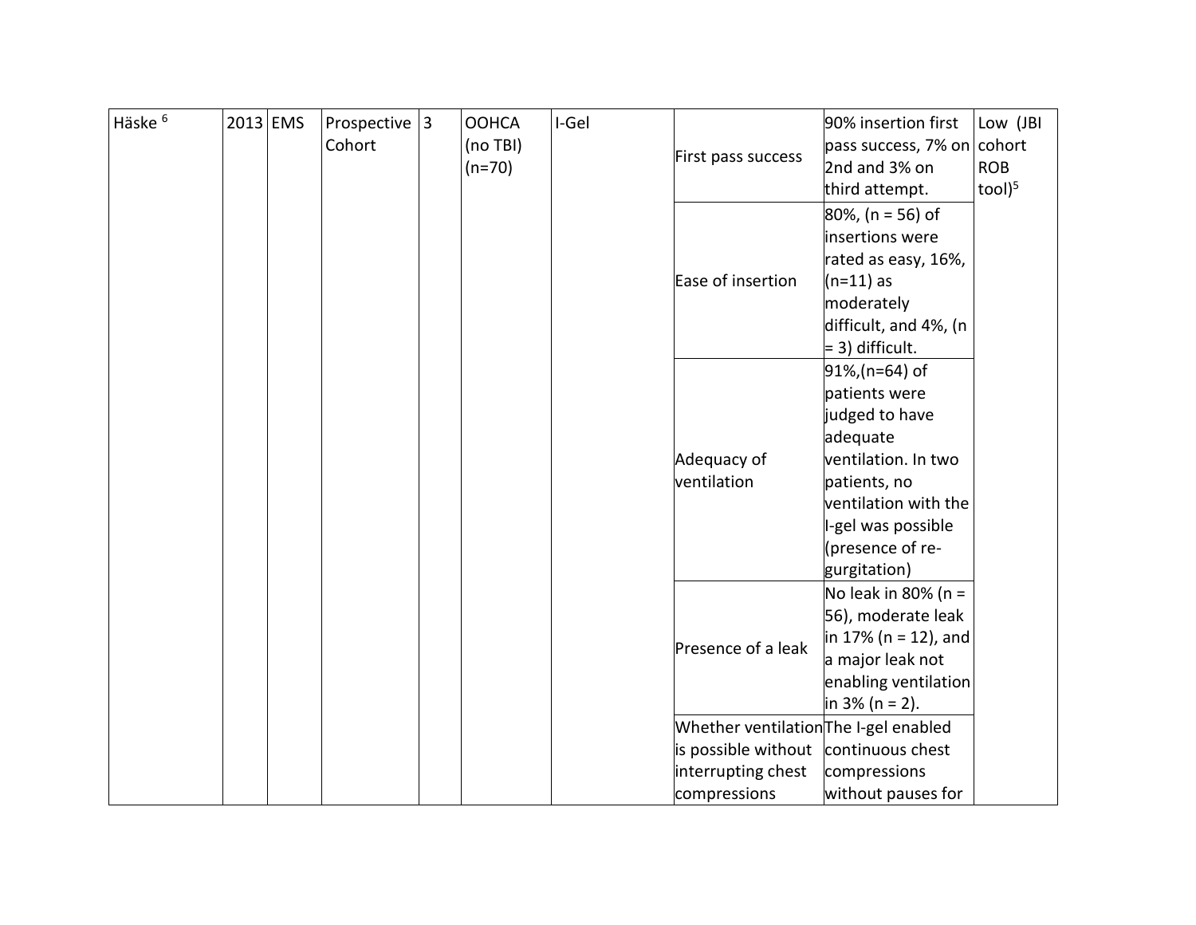| Häske [6] | 2013 | EMS | Prospective Cohort | 3 | OOHCA (no TBI) (n=70) | I-Gel | First pass success | 90% insertion first pass success, 7% on 2nd and 3% on third attempt. | Low (JBI cohort ROB tool)[5] |
|---|---|---|---|---|---|---|---|---|---|
| | | | | | | | Ease of insertion | 80%, (n = 56) of insertions were rated as easy, 16%, (n=11) as moderately difficult, and 4%, (n = 3) difficult. | |
| | | | | | | | Adequacy of ventilation | 91%,(n=64) of patients were judged to have adequate ventilation. In two patients, no ventilation with the I-gel was possible (presence of re-gurgitation) | |
| | | | | | | | Presence of a leak | No leak in 80% (n = 56), moderate leak in 17% (n = 12), and a major leak not enabling ventilation in 3% (n = 2). | |
| | | | | | | | Whether ventilation is possible without interrupting chest compressions | The I-gel enabled continuous chest compressions without pauses for | |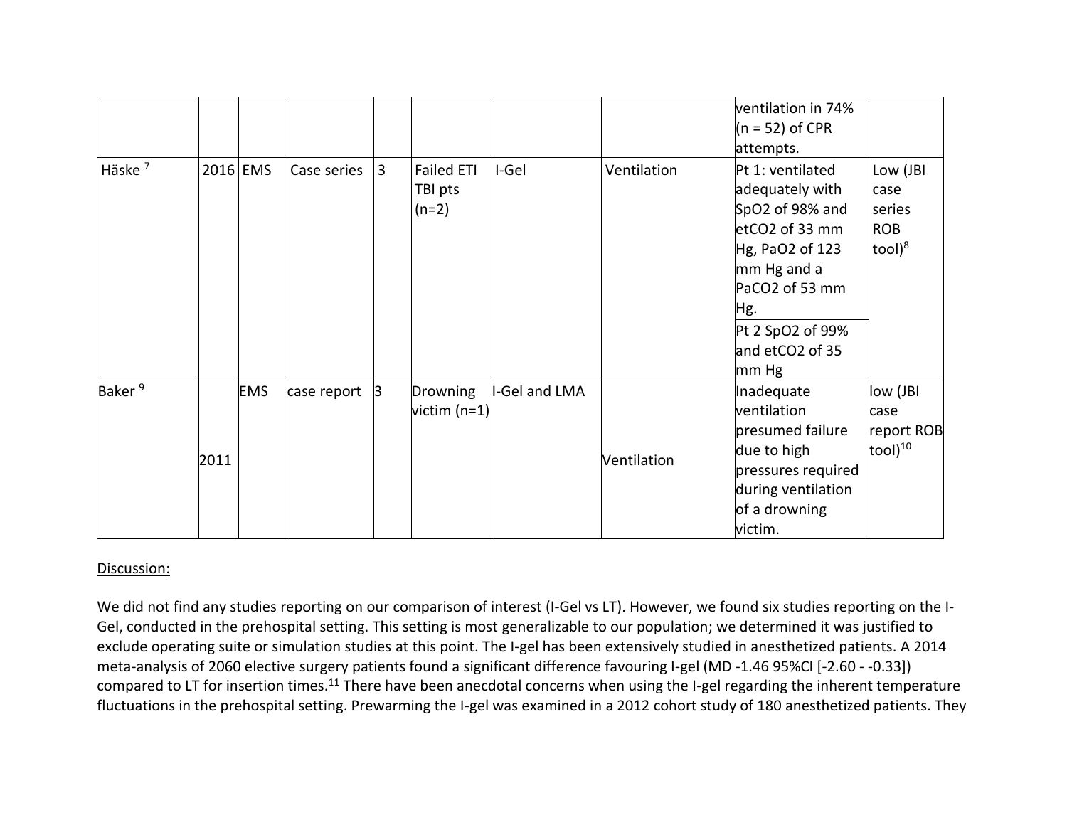| | | | | | | | | | |
|---|---|---|---|---|---|---|---|---|---|
| | | | | | | | | ventilation in 74% (n = 52) of CPR attempts. | |
| Häske [7] | 2016 | EMS | Case series | 3 | Failed ETI TBI pts (n=2) | I-Gel | Ventilation | Pt 1: ventilated adequately with SpO2 of 98% and etCO2 of 33 mm Hg, PaO2 of 123 mm Hg and a PaCO2 of 53 mm Hg. | Low (JBI case series ROB tool)[8] |
| | | | | | | | | Pt 2 SpO2 of 99% and etCO2 of 35 mm Hg | |
| Baker [9] | 2011 | EMS | case report | 3 | Drowning victim (n=1) | I-Gel and LMA | Ventilation | Inadequate ventilation presumed failure due to high pressures required during ventilation of a drowning victim. | low (JBI case report ROB tool)[10] |

Discussion:

We did not find any studies reporting on our comparison of interest (I-Gel vs LT). However, we found six studies reporting on the I-Gel, conducted in the prehospital setting. This setting is most generalizable to our population; we determined it was justified to exclude operating suite or simulation studies at this point. The I-gel has been extensively studied in anesthetized patients. A 2014 meta-analysis of 2060 elective surgery patients found a significant difference favouring I-gel (MD -1.46 95%CI [-2.60 - -0.33]) compared to LT for insertion times.[11] There have been anecdotal concerns when using the I-gel regarding the inherent temperature fluctuations in the prehospital setting. Prewarming the I-gel was examined in a 2012 cohort study of 180 anesthetized patients. They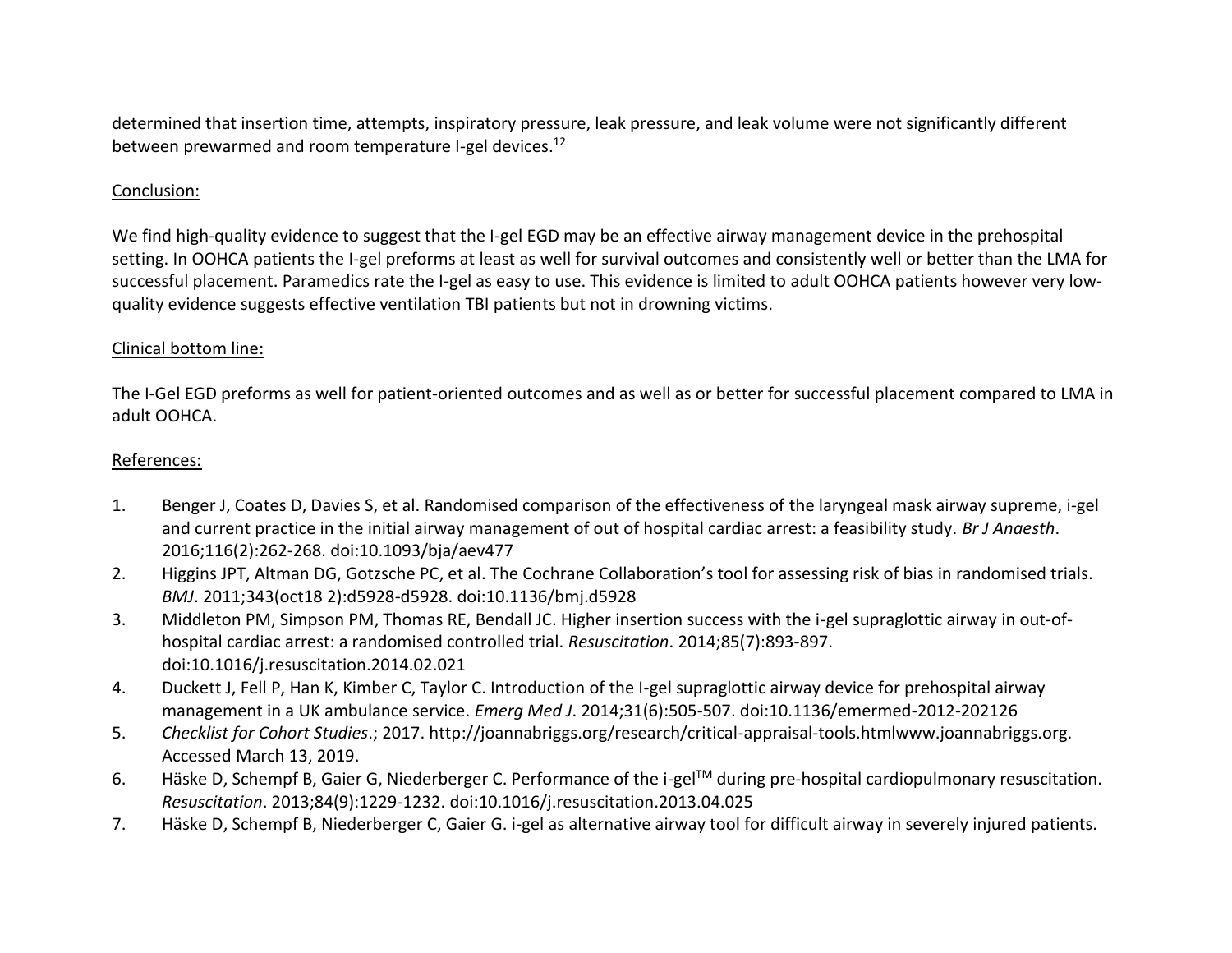determined that insertion time, attempts, inspiratory pressure, leak pressure, and leak volume were not significantly different between prewarmed and room temperature I-gel devices.[12]

Conclusion:

We find high-quality evidence to suggest that the I-gel EGD may be an effective airway management device in the prehospital setting. In OOHCA patients the I-gel preforms at least as well for survival outcomes and consistently well or better than the LMA for successful placement. Paramedics rate the I-gel as easy to use. This evidence is limited to adult OOHCA patients however very low-quality evidence suggests effective ventilation TBI patients but not in drowning victims.

Clinical bottom line:

The I-Gel EGD preforms as well for patient-oriented outcomes and as well as or better for successful placement compared to LMA in adult OOHCA.

References:

1. Benger J, Coates D, Davies S, et al. Randomised comparison of the effectiveness of the laryngeal mask airway supreme, i-gel and current practice in the initial airway management of out of hospital cardiac arrest: a feasibility study. *Br J Anaesth*. 2016;116(2):262-268. doi:10.1093/bja/aev477
2. Higgins JPT, Altman DG, Gotzsche PC, et al. The Cochrane Collaboration's tool for assessing risk of bias in randomised trials. *BMJ*. 2011;343(oct18 2):d5928-d5928. doi:10.1136/bmj.d5928
3. Middleton PM, Simpson PM, Thomas RE, Bendall JC. Higher insertion success with the i-gel supraglottic airway in out-of-hospital cardiac arrest: a randomised controlled trial. *Resuscitation*. 2014;85(7):893-897. doi:10.1016/j.resuscitation.2014.02.021
4. Duckett J, Fell P, Han K, Kimber C, Taylor C. Introduction of the I-gel supraglottic airway device for prehospital airway management in a UK ambulance service. *Emerg Med J*. 2014;31(6):505-507. doi:10.1136/emermed-2012-202126
5. *Checklist for Cohort Studies*.; 2017. http://joannabriggs.org/research/critical-appraisal-tools.htmlwww.joannabriggs.org. Accessed March 13, 2019.
6. Häske D, Schempf B, Gaier G, Niederberger C. Performance of the i-gel™ during pre-hospital cardiopulmonary resuscitation. *Resuscitation*. 2013;84(9):1229-1232. doi:10.1016/j.resuscitation.2013.04.025
7. Häske D, Schempf B, Niederberger C, Gaier G. i-gel as alternative airway tool for difficult airway in severely injured patients.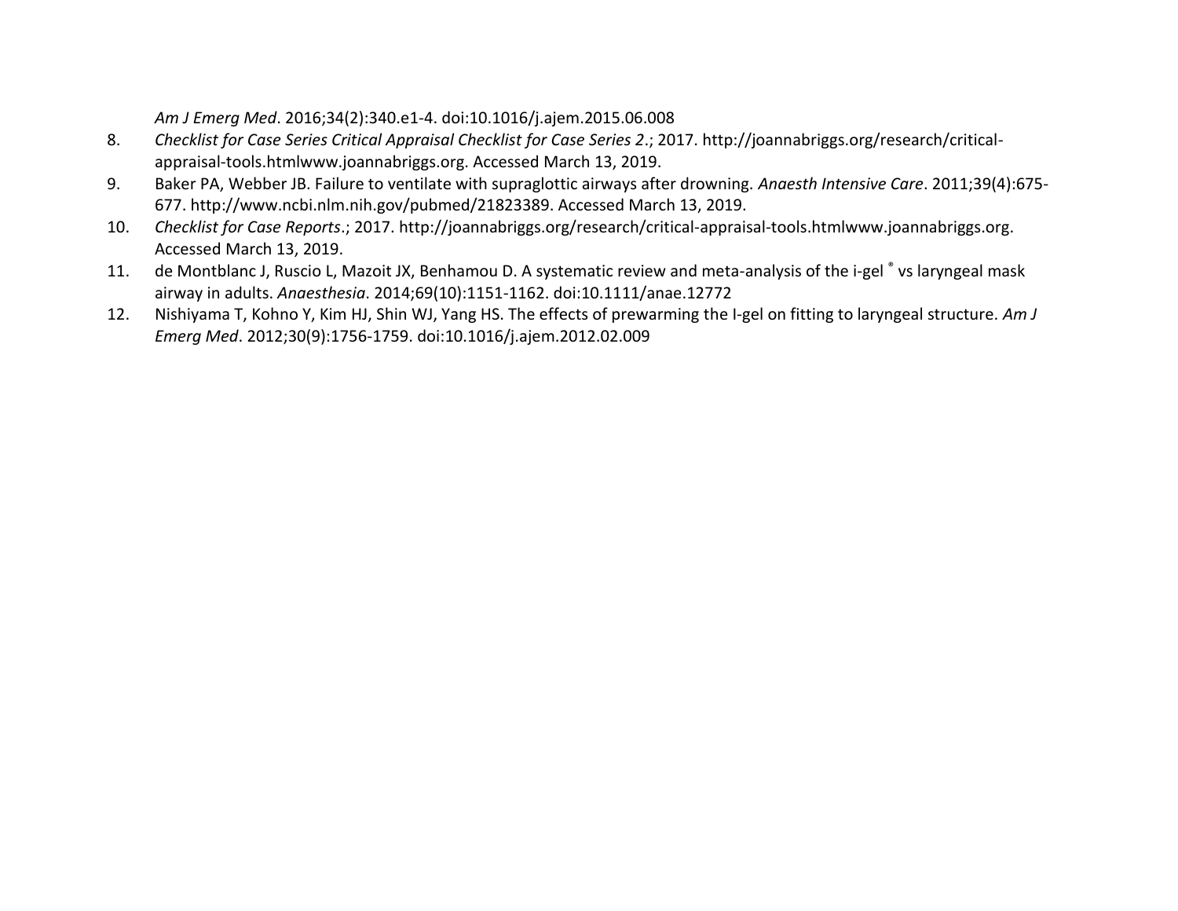*Am J Emerg Med*. 2016;34(2):340.e1-4. doi:10.1016/j.ajem.2015.06.008

8. *Checklist for Case Series Critical Appraisal Checklist for Case Series 2*.; 2017. http://joannabriggs.org/research/critical-appraisal-tools.htmlwww.joannabriggs.org. Accessed March 13, 2019.
9. Baker PA, Webber JB. Failure to ventilate with supraglottic airways after drowning. *Anaesth Intensive Care*. 2011;39(4):675-677. http://www.ncbi.nlm.nih.gov/pubmed/21823389. Accessed March 13, 2019.
10. *Checklist for Case Reports*.; 2017. http://joannabriggs.org/research/critical-appraisal-tools.htmlwww.joannabriggs.org. Accessed March 13, 2019.
11. de Montblanc J, Ruscio L, Mazoit JX, Benhamou D. A systematic review and meta-analysis of the i-gel ® vs laryngeal mask airway in adults. *Anaesthesia*. 2014;69(10):1151-1162. doi:10.1111/anae.12772
12. Nishiyama T, Kohno Y, Kim HJ, Shin WJ, Yang HS. The effects of prewarming the I-gel on fitting to laryngeal structure. *Am J Emerg Med*. 2012;30(9):1756-1759. doi:10.1016/j.ajem.2012.02.009